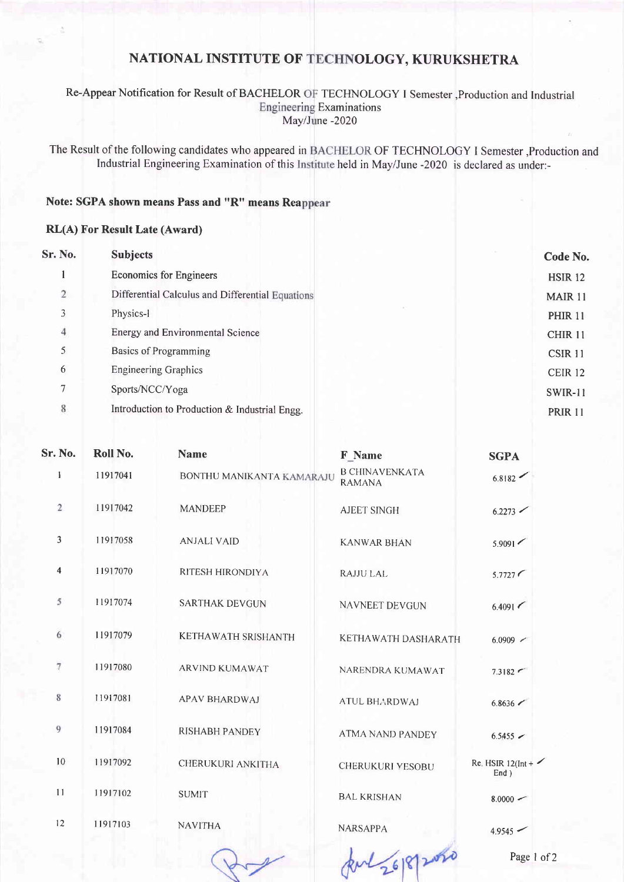# NATIONAL INSTITUTE OF TECHNOLOGY, KURUKSHETRA

Re-Appear Notification for Result of BACHELOR OF TECHNOLOGY I Semester ,Production and Industrial Engineering Examinations May/June -2020

The Result of the following candidates who appeared in BACHELOR OF TECHNOLOGY I Semester ,Production and Industrial Engineering Examination of this Institute held in May/June -2020 is declared as under:-

**Note: SGPA shown means Pass and "R" means Reappear**

**RL(A) For Result Late (Award)**

| Sr. No. | Subjects | Code No. |
|---|---|---|
| 1 | Economics for Engineers | HSIR 12 |
| 2 | Differential Calculus and Differential Equations | MAIR 11 |
| 3 | Physics-I | PHIR 11 |
| 4 | Energy and Environmental Science | CHIR 11 |
| 5 | Basics of Programming | CSIR 11 |
| 6 | Engineering Graphics | CEIR 12 |
| 7 | Sports/NCC/Yoga | SWIR-11 |
| 8 | Introduction to Production & Industrial Engg. | PRIR 11 |

| Sr. No. | Roll No. | Name | F_Name | SGPA |
|---|---|---|---|---|
| 1 | 11917041 | BONTHU MANIKANTA KAMARAJU | B CHINAVENKATA RAMANA | 6.8182 |
| 2 | 11917042 | MANDEEP | AJEET SINGH | 6.2273 |
| 3 | 11917058 | ANJALI VAID | KANWAR BHAN | 5.9091 |
| 4 | 11917070 | RITESH HIRONDIYA | RAJJU LAL | 5.7727 |
| 5 | 11917074 | SARTHAK DEVGUN | NAVNEET DEVGUN | 6.4091 |
| 6 | 11917079 | KETHAWATH SRISHANTH | KETHAWATH DASHARATH | 6.0909 |
| 7 | 11917080 | ARVIND KUMAWAT | NARENDRA KUMAWAT | 7.3182 |
| 8 | 11917081 | APAV BHARDWAJ | ATUL BHARDWAJ | 6.8636 |
| 9 | 11917084 | RISHABH PANDEY | ATMA NAND PANDEY | 6.5455 |
| 10 | 11917092 | CHERUKURI ANKITHA | CHERUKURI YESOBU | Re. HSIR 12(Int + End ) |
| 11 | 11917102 | SUMIT | BAL KRISHAN | 8.0000 |
| 12 | 11917103 | NAVITHA | NARSAPPA | 4.9545 |

26/8/2020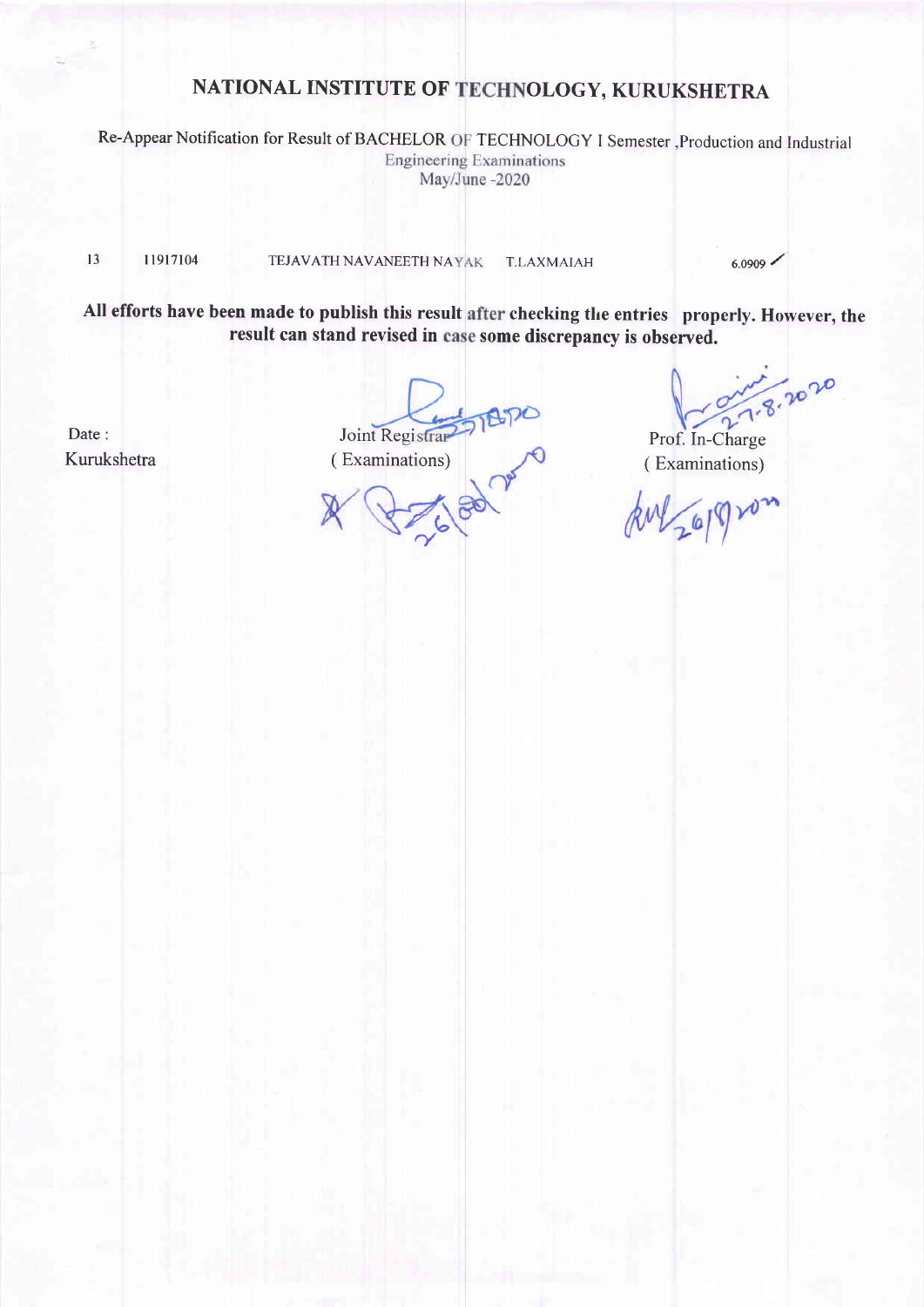# NATIONAL INSTITUTE OF TECHNOLOGY, KURUKSHETRA

Re-Appear Notification for Result of BACHELOR OF TECHNOLOGY I Semester ,Production and Industrial Engineering Examinations
May/June -2020

| | | | | |
|---|---|---|---|---|
| 13 | 11917104 | TEJAVATH NAVANEETH NAYAK | T.LAXMAIAH | 6.0909 |

**All efforts have been made to publish this result after checking the entries properly. However, the result can stand revised in case some discrepancy is observed.**

Date :
Kurukshetra

Joint Registrar
( Examinations)

Prof. In-Charge
( Examinations)